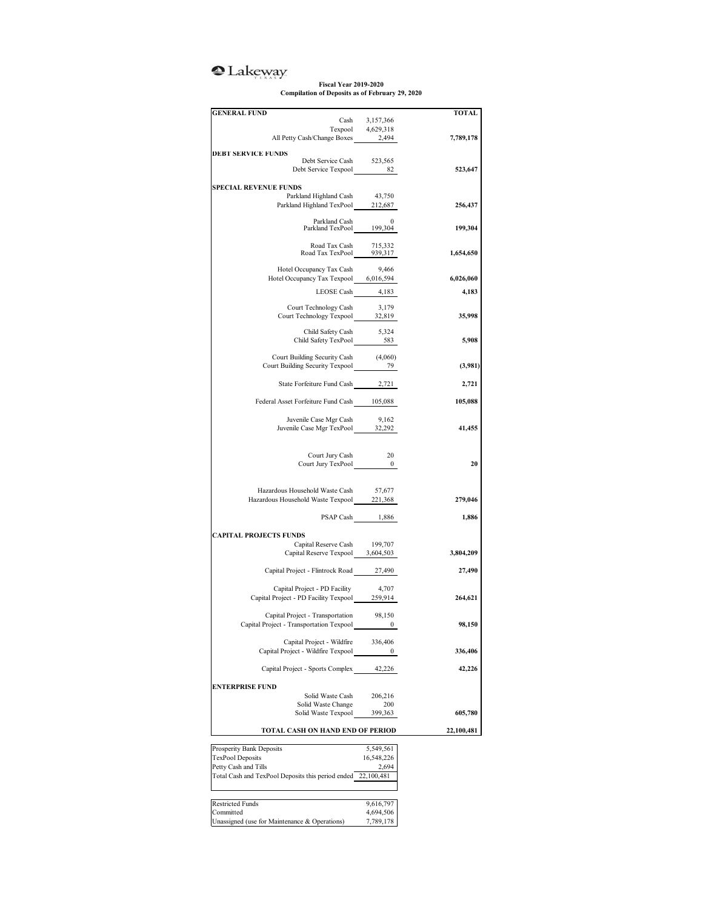Lakeway

**Fiscal Year 2019-2020**
**Compilation of Deposits as of February 29, 2020**

| | | TOTAL |
|---|---|---|
| **GENERAL FUND** | | |
| Cash | 3,157,366 | |
| Texpool | 4,629,318 | |
| All Petty Cash/Change Boxes | 2,494 | **7,789,178** |
| **DEBT SERVICE FUNDS** | | |
| Debt Service Cash | 523,565 | |
| Debt Service Texpool | 82 | **523,647** |
| **SPECIAL REVENUE FUNDS** | | |
| Parkland Highland Cash | 43,750 | |
| Parkland Highland TexPool | 212,687 | **256,437** |
| Parkland Cash | 0 | |
| Parkland TexPool | 199,304 | **199,304** |
| Road Tax Cash | 715,332 | |
| Road Tax TexPool | 939,317 | **1,654,650** |
| Hotel Occupancy Tax Cash | 9,466 | |
| Hotel Occupancy Tax Texpool | 6,016,594 | **6,026,060** |
| LEOSE Cash | 4,183 | **4,183** |
| Court Technology Cash | 3,179 | |
| Court Technology Texpool | 32,819 | **35,998** |
| Child Safety Cash | 5,324 | |
| Child Safety TexPool | 583 | **5,908** |
| Court Building Security Cash | (4,060) | |
| Court Building Security Texpool | 79 | **(3,981)** |
| State Forfeiture Fund Cash | 2,721 | **2,721** |
| Federal Asset Forfeiture Fund Cash | 105,088 | **105,088** |
| Juvenile Case Mgr Cash | 9,162 | |
| Juvenile Case Mgr TexPool | 32,292 | **41,455** |
| Court Jury Cash | 20 | |
| Court Jury TexPool | 0 | **20** |
| Hazardous Household Waste Cash | 57,677 | |
| Hazardous Household Waste Texpool | 221,368 | **279,046** |
| PSAP Cash | 1,886 | **1,886** |
| **CAPITAL PROJECTS FUNDS** | | |
| Capital Reserve Cash | 199,707 | |
| Capital Reserve Texpool | 3,604,503 | **3,804,209** |
| Capital Project - Flintrock Road | 27,490 | **27,490** |
| Capital Project - PD Facility | 4,707 | |
| Capital Project - PD Facility Texpool | 259,914 | **264,621** |
| Capital Project - Transportation | 98,150 | |
| Capital Project - Transportation Texpool | 0 | **98,150** |
| Capital Project - Wildfire | 336,406 | |
| Capital Project - Wildfire Texpool | 0 | **336,406** |
| Capital Project - Sports Complex | 42,226 | **42,226** |
| **ENTERPRISE FUND** | | |
| Solid Waste Cash | 206,216 | |
| Solid Waste Change | 200 | |
| Solid Waste Texpool | 399,363 | **605,780** |
| **TOTAL CASH ON HAND END OF PERIOD** | | **22,100,481** |

| | |
|---|---|
| Prosperity Bank Deposits | 5,549,561 |
| TexPool Deposits | 16,548,226 |
| Petty Cash and Tills | 2,694 |
| Total Cash and TexPool Deposits this period ended | 22,100,481 |

| | |
|---|---|
| Restricted Funds | 9,616,797 |
| Committed | 4,694,506 |
| Unassigned (use for Maintenance & Operations) | 7,789,178 |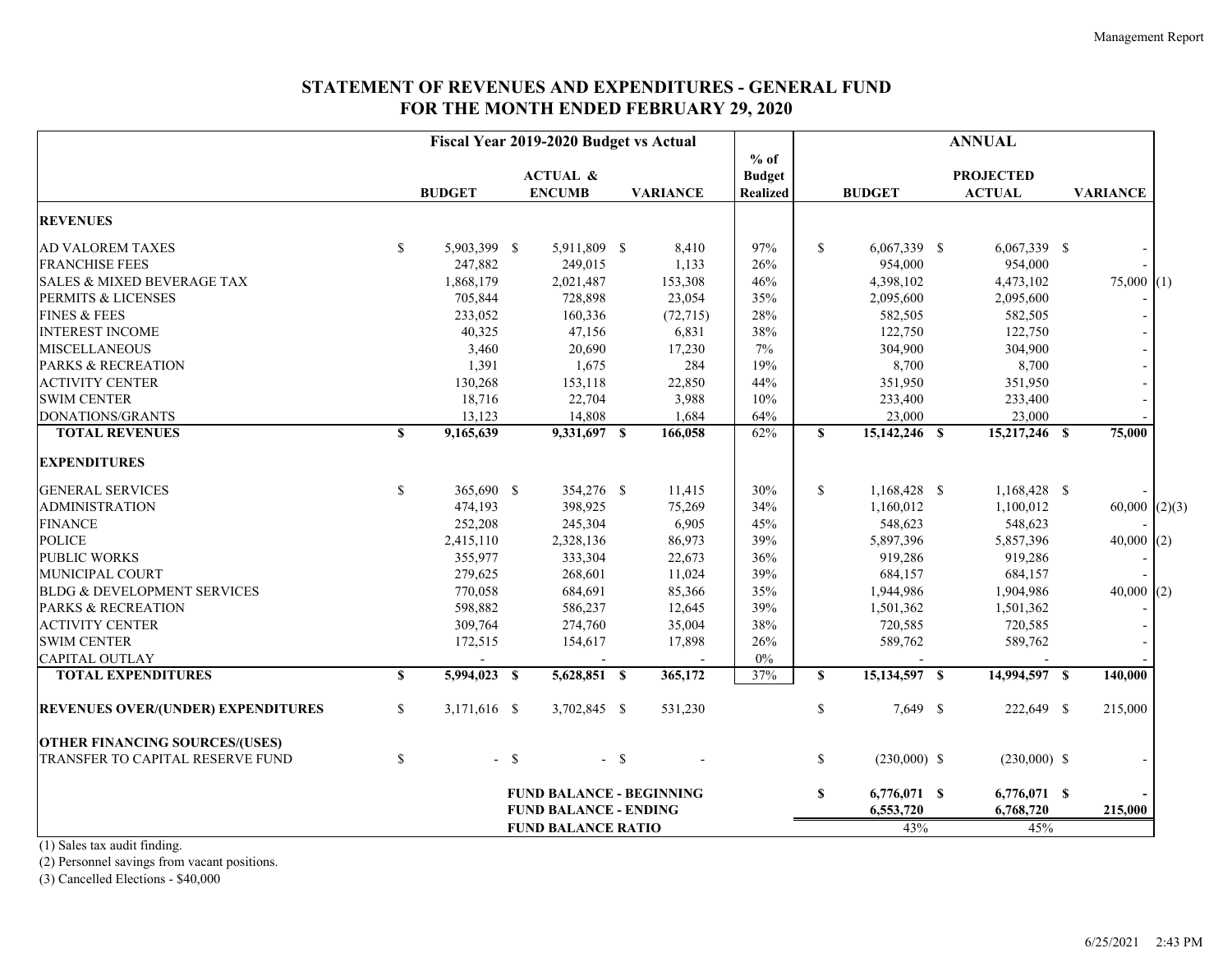# STATEMENT OF REVENUES AND EXPENDITURES - GENERAL FUND
## FOR THE MONTH ENDED FEBRUARY 29, 2020

| | Fiscal Year 2019-2020 Budget vs Actual | | | % of Budget Realized | ANNUAL | | | |
|---|---|---|---|---|---|---|---|---|
| | BUDGET | ACTUAL & ENCUMB | VARIANCE | | BUDGET | PROJECTED ACTUAL | VARIANCE | |
| **REVENUES** | | | | | | | | |
| AD VALOREM TAXES | $ 5,903,399 | $ 5,911,809 | $ 8,410 | 97% | $ 6,067,339 | $ 6,067,339 | $ - | |
| FRANCHISE FEES | 247,882 | 249,015 | 1,133 | 26% | 954,000 | 954,000 | - | |
| SALES & MIXED BEVERAGE TAX | 1,868,179 | 2,021,487 | 153,308 | 46% | 4,398,102 | 4,473,102 | 75,000 | (1) |
| PERMITS & LICENSES | 705,844 | 728,898 | 23,054 | 35% | 2,095,600 | 2,095,600 | - | |
| FINES & FEES | 233,052 | 160,336 | (72,715) | 28% | 582,505 | 582,505 | - | |
| INTEREST INCOME | 40,325 | 47,156 | 6,831 | 38% | 122,750 | 122,750 | - | |
| MISCELLANEOUS | 3,460 | 20,690 | 17,230 | 7% | 304,900 | 304,900 | - | |
| PARKS & RECREATION | 1,391 | 1,675 | 284 | 19% | 8,700 | 8,700 | - | |
| ACTIVITY CENTER | 130,268 | 153,118 | 22,850 | 44% | 351,950 | 351,950 | - | |
| SWIM CENTER | 18,716 | 22,704 | 3,988 | 10% | 233,400 | 233,400 | - | |
| DONATIONS/GRANTS | 13,123 | 14,808 | 1,684 | 64% | 23,000 | 23,000 | - | |
| **TOTAL REVENUES** | **$ 9,165,639** | **9,331,697** | **$ 166,058** | 62% | **$ 15,142,246** | **$ 15,217,246** | **$ 75,000** | |
| **EXPENDITURES** | | | | | | | | |
| GENERAL SERVICES | $ 365,690 | $ 354,276 | $ 11,415 | 30% | $ 1,168,428 | $ 1,168,428 | $ - | |
| ADMINISTRATION | 474,193 | 398,925 | 75,269 | 34% | 1,160,012 | 1,100,012 | 60,000 | (2)(3) |
| FINANCE | 252,208 | 245,304 | 6,905 | 45% | 548,623 | 548,623 | - | |
| POLICE | 2,415,110 | 2,328,136 | 86,973 | 39% | 5,897,396 | 5,857,396 | 40,000 | (2) |
| PUBLIC WORKS | 355,977 | 333,304 | 22,673 | 36% | 919,286 | 919,286 | - | |
| MUNICIPAL COURT | 279,625 | 268,601 | 11,024 | 39% | 684,157 | 684,157 | - | |
| BLDG & DEVELOPMENT SERVICES | 770,058 | 684,691 | 85,366 | 35% | 1,944,986 | 1,904,986 | 40,000 | (2) |
| PARKS & RECREATION | 598,882 | 586,237 | 12,645 | 39% | 1,501,362 | 1,501,362 | - | |
| ACTIVITY CENTER | 309,764 | 274,760 | 35,004 | 38% | 720,585 | 720,585 | - | |
| SWIM CENTER | 172,515 | 154,617 | 17,898 | 26% | 589,762 | 589,762 | - | |
| CAPITAL OUTLAY | - | - | - | 0% | - | - | - | |
| **TOTAL EXPENDITURES** | **$ 5,994,023** | **$ 5,628,851** | **$ 365,172** | 37% | **$ 15,134,597** | **$ 14,994,597** | **$ 140,000** | |
| **REVENUES OVER/(UNDER) EXPENDITURES** | $ 3,171,616 | $ 3,702,845 | $ 531,230 | | $ 7,649 | $ 222,649 | $ 215,000 | |
| **OTHER FINANCING SOURCES/(USES)** | | | | | | | | |
| TRANSFER TO CAPITAL RESERVE FUND | $ - | $ - | $ - | | $ (230,000) | $ (230,000) | $ - | |
| | | **FUND BALANCE - BEGINNING** | | | **$ 6,776,071** | **$ 6,776,071** | **$ -** | |
| | | **FUND BALANCE - ENDING** | | | **6,553,720** | **6,768,720** | **215,000** | |
| | | **FUND BALANCE RATIO** | | | 43% | 45% | | |

(1) Sales tax audit finding.

(2) Personnel savings from vacant positions.

(3) Cancelled Elections - $40,000